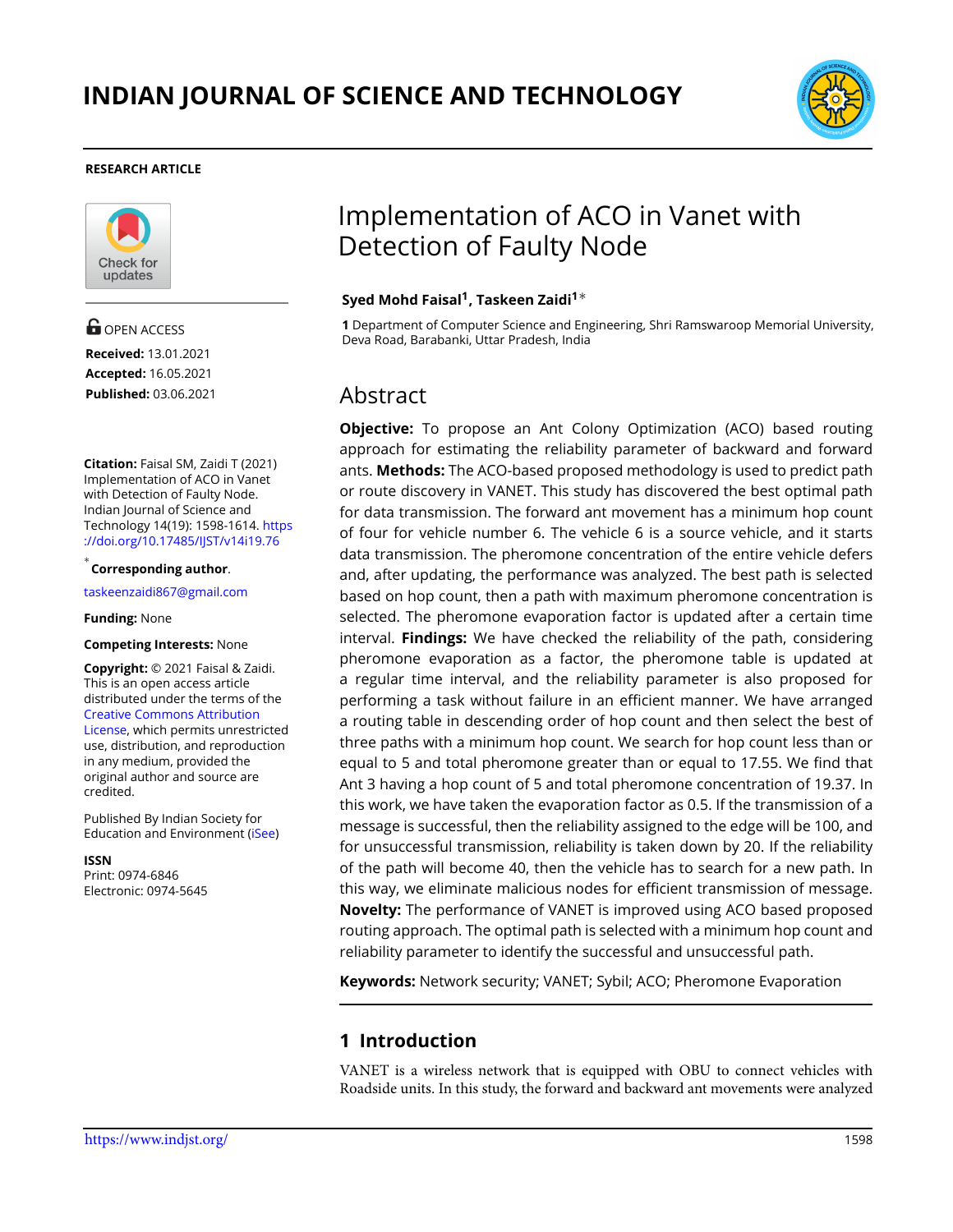INDIAN JOURNAL OF SCIENCE AND TECHNOLOGY

RESEARCH ARTICLE

OPEN ACCESS

**Received:** 13.01.2021
**Accepted:** 16.05.2021
**Published:** 03.06.2021

**Citation:** Faisal SM, Zaidi T (2021) Implementation of ACO in Vanet with Detection of Faulty Node. Indian Journal of Science and Technology 14(19): 1598-1614. https://doi.org/10.17485/IJST/v14i19.76

* **Corresponding author**.

taskeenzaidi867@gmail.com

**Funding:** None

**Competing Interests:** None

**Copyright:** © 2021 Faisal & Zaidi. This is an open access article distributed under the terms of the Creative Commons Attribution License, which permits unrestricted use, distribution, and reproduction in any medium, provided the original author and source are credited.

Published By Indian Society for Education and Environment (iSee)

**ISSN**
Print: 0974-6846
Electronic: 0974-5645

# Implementation of ACO in Vanet with Detection of Faulty Node

**Syed Mohd Faisal[1], Taskeen Zaidi[1]***

**1** Department of Computer Science and Engineering, Shri Ramswaroop Memorial University, Deva Road, Barabanki, Uttar Pradesh, India

## Abstract

**Objective:** To propose an Ant Colony Optimization (ACO) based routing approach for estimating the reliability parameter of backward and forward ants. **Methods:** The ACO-based proposed methodology is used to predict path or route discovery in VANET. This study has discovered the best optimal path for data transmission. The forward ant movement has a minimum hop count of four for vehicle number 6. The vehicle 6 is a source vehicle, and it starts data transmission. The pheromone concentration of the entire vehicle defers and, after updating, the performance was analyzed. The best path is selected based on hop count, then a path with maximum pheromone concentration is selected. The pheromone evaporation factor is updated after a certain time interval. **Findings:** We have checked the reliability of the path, considering pheromone evaporation as a factor, the pheromone table is updated at a regular time interval, and the reliability parameter is also proposed for performing a task without failure in an efficient manner. We have arranged a routing table in descending order of hop count and then select the best of three paths with a minimum hop count. We search for hop count less than or equal to 5 and total pheromone greater than or equal to 17.55. We find that Ant 3 having a hop count of 5 and total pheromone concentration of 19.37. In this work, we have taken the evaporation factor as 0.5. If the transmission of a message is successful, then the reliability assigned to the edge will be 100, and for unsuccessful transmission, reliability is taken down by 20. If the reliability of the path will become 40, then the vehicle has to search for a new path. In this way, we eliminate malicious nodes for efficient transmission of message. **Novelty:** The performance of VANET is improved using ACO based proposed routing approach. The optimal path is selected with a minimum hop count and reliability parameter to identify the successful and unsuccessful path.

**Keywords:** Network security; VANET; Sybil; ACO; Pheromone Evaporation

## 1 Introduction

VANET is a wireless network that is equipped with OBU to connect vehicles with Roadside units. In this study, the forward and backward ant movements were analyzed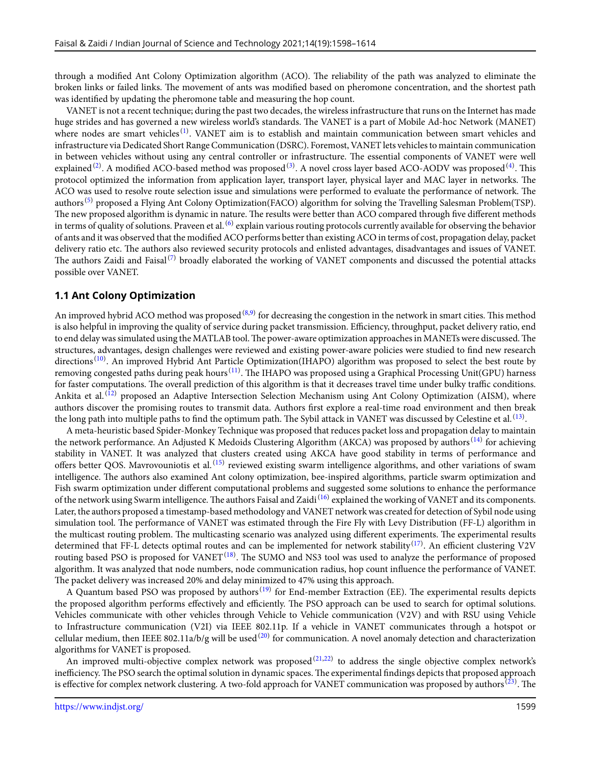through a modified Ant Colony Optimization algorithm (ACO). The reliability of the path was analyzed to eliminate the broken links or failed links. The movement of ants was modified based on pheromone concentration, and the shortest path was identified by updating the pheromone table and measuring the hop count.

VANET is not a recent technique; during the past two decades, the wireless infrastructure that runs on the Internet has made huge strides and has governed a new wireless world's standards. The VANET is a part of Mobile Ad-hoc Network (MANET) where nodes are smart vehicles[1]. VANET aim is to establish and maintain communication between smart vehicles and infrastructure via Dedicated Short Range Communication (DSRC). Foremost, VANET lets vehicles to maintain communication in between vehicles without using any central controller or infrastructure. The essential components of VANET were well explained[2]. A modified ACO-based method was proposed[3]. A novel cross layer based ACO-AODV was proposed[4]. This protocol optimized the information from application layer, transport layer, physical layer and MAC layer in networks. The ACO was used to resolve route selection issue and simulations were performed to evaluate the performance of network. The authors[5] proposed a Flying Ant Colony Optimization(FACO) algorithm for solving the Travelling Salesman Problem(TSP). The new proposed algorithm is dynamic in nature. The results were better than ACO compared through five different methods in terms of quality of solutions. Praveen et al.[6] explain various routing protocols currently available for observing the behavior of ants and it was observed that the modified ACO performs better than existing ACO in terms of cost, propagation delay, packet delivery ratio etc. The authors also reviewed security protocols and enlisted advantages, disadvantages and issues of VANET. The authors Zaidi and Faisal[7] broadly elaborated the working of VANET components and discussed the potential attacks possible over VANET.

## 1.1 Ant Colony Optimization

An improved hybrid ACO method was proposed[8,9] for decreasing the congestion in the network in smart cities. This method is also helpful in improving the quality of service during packet transmission. Efficiency, throughput, packet delivery ratio, end to end delay was simulated using the MATLAB tool. The power-aware optimization approaches in MANETs were discussed. The structures, advantages, design challenges were reviewed and existing power-aware policies were studied to find new research directions[10]. An improved Hybrid Ant Particle Optimization(IHAPO) algorithm was proposed to select the best route by removing congested paths during peak hours[11]. The IHAPO was proposed using a Graphical Processing Unit(GPU) harness for faster computations. The overall prediction of this algorithm is that it decreases travel time under bulky traffic conditions. Ankita et al.[12] proposed an Adaptive Intersection Selection Mechanism using Ant Colony Optimization (AISM), where authors discover the promising routes to transmit data. Authors first explore a real-time road environment and then break the long path into multiple paths to find the optimum path. The Sybil attack in VANET was discussed by Celestine et al.[13].

A meta-heuristic based Spider-Monkey Technique was proposed that reduces packet loss and propagation delay to maintain the network performance. An Adjusted K Medoids Clustering Algorithm (AKCA) was proposed by authors[14] for achieving stability in VANET. It was analyzed that clusters created using AKCA have good stability in terms of performance and offers better QOS. Mavrovouniotis et al.[15] reviewed existing swarm intelligence algorithms, and other variations of swam intelligence. The authors also examined Ant colony optimization, bee-inspired algorithms, particle swarm optimization and Fish swarm optimization under different computational problems and suggested some solutions to enhance the performance of the network using Swarm intelligence. The authors Faisal and Zaidi[16] explained the working of VANET and its components. Later, the authors proposed a timestamp-based methodology and VANET network was created for detection of Sybil node using simulation tool. The performance of VANET was estimated through the Fire Fly with Levy Distribution (FF-L) algorithm in the multicast routing problem. The multicasting scenario was analyzed using different experiments. The experimental results determined that FF-L detects optimal routes and can be implemented for network stability[17]. An efficient clustering V2V routing based PSO is proposed for VANET[18]. The SUMO and NS3 tool was used to analyze the performance of proposed algorithm. It was analyzed that node numbers, node communication radius, hop count influence the performance of VANET. The packet delivery was increased 20% and delay minimized to 47% using this approach.

A Quantum based PSO was proposed by authors[19] for End-member Extraction (EE). The experimental results depicts the proposed algorithm performs effectively and efficiently. The PSO approach can be used to search for optimal solutions. Vehicles communicate with other vehicles through Vehicle to Vehicle communication (V2V) and with RSU using Vehicle to Infrastructure communication (V2I) via IEEE 802.11p. If a vehicle in VANET communicates through a hotspot or cellular medium, then IEEE 802.11a/b/g will be used[20] for communication. A novel anomaly detection and characterization algorithms for VANET is proposed.

An improved multi-objective complex network was proposed[21,22] to address the single objective complex network's inefficiency. The PSO search the optimal solution in dynamic spaces. The experimental findings depicts that proposed approach is effective for complex network clustering. A two-fold approach for VANET communication was proposed by authors[23]. The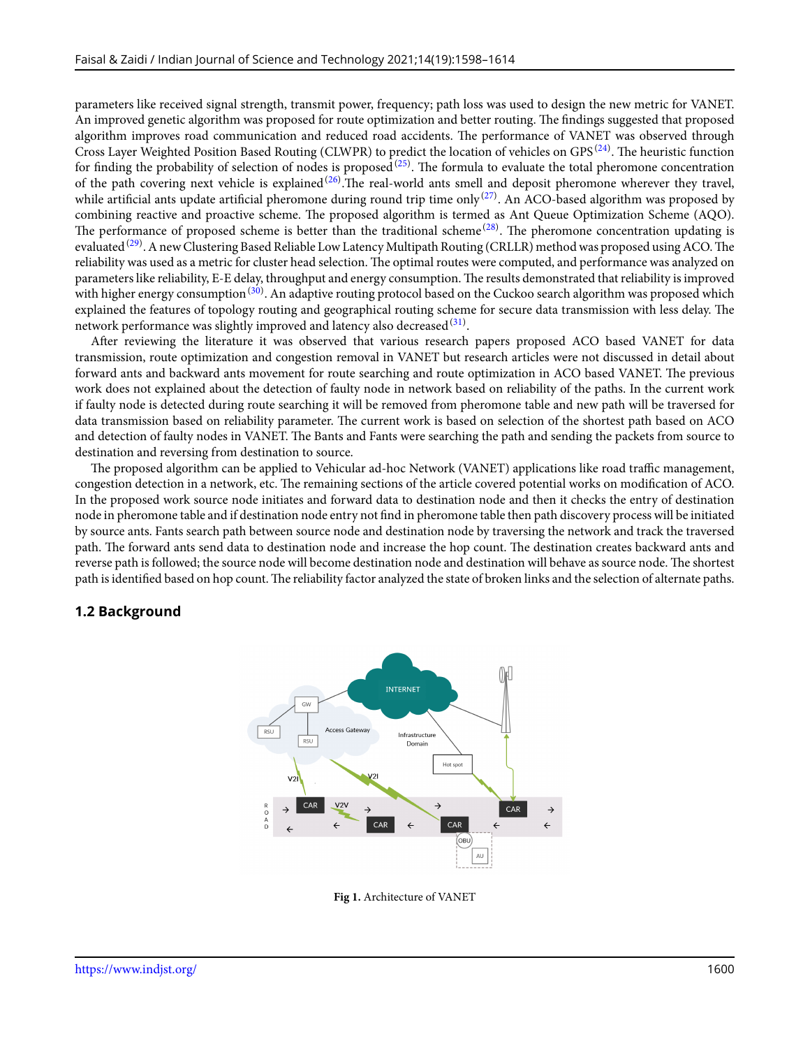parameters like received signal strength, transmit power, frequency; path loss was used to design the new metric for VANET. An improved genetic algorithm was proposed for route optimization and better routing. The findings suggested that proposed algorithm improves road communication and reduced road accidents. The performance of VANET was observed through Cross Layer Weighted Position Based Routing (CLWPR) to predict the location of vehicles on GPS[24]. The heuristic function for finding the probability of selection of nodes is proposed[25]. The formula to evaluate the total pheromone concentration of the path covering next vehicle is explained[26].The real-world ants smell and deposit pheromone wherever they travel, while artificial ants update artificial pheromone during round trip time only[27]. An ACO-based algorithm was proposed by combining reactive and proactive scheme. The proposed algorithm is termed as Ant Queue Optimization Scheme (AQO). The performance of proposed scheme is better than the traditional scheme[28]. The pheromone concentration updating is evaluated[29]. A new Clustering Based Reliable Low Latency Multipath Routing (CRLLR) method was proposed using ACO. The reliability was used as a metric for cluster head selection. The optimal routes were computed, and performance was analyzed on parameters like reliability, E-E delay, throughput and energy consumption. The results demonstrated that reliability is improved with higher energy consumption[30]. An adaptive routing protocol based on the Cuckoo search algorithm was proposed which explained the features of topology routing and geographical routing scheme for secure data transmission with less delay. The network performance was slightly improved and latency also decreased[31].

After reviewing the literature it was observed that various research papers proposed ACO based VANET for data transmission, route optimization and congestion removal in VANET but research articles were not discussed in detail about forward ants and backward ants movement for route searching and route optimization in ACO based VANET. The previous work does not explained about the detection of faulty node in network based on reliability of the paths. In the current work if faulty node is detected during route searching it will be removed from pheromone table and new path will be traversed for data transmission based on reliability parameter. The current work is based on selection of the shortest path based on ACO and detection of faulty nodes in VANET. The Bants and Fants were searching the path and sending the packets from source to destination and reversing from destination to source.

The proposed algorithm can be applied to Vehicular ad-hoc Network (VANET) applications like road traffic management, congestion detection in a network, etc. The remaining sections of the article covered potential works on modification of ACO. In the proposed work source node initiates and forward data to destination node and then it checks the entry of destination node in pheromone table and if destination node entry not find in pheromone table then path discovery process will be initiated by source ants. Fants search path between source node and destination node by traversing the network and track the traversed path. The forward ants send data to destination node and increase the hop count. The destination creates backward ants and reverse path is followed; the source node will become destination node and destination will behave as source node. The shortest path is identified based on hop count. The reliability factor analyzed the state of broken links and the selection of alternate paths.

## 1.2 Background

**Fig 1.** Architecture of VANET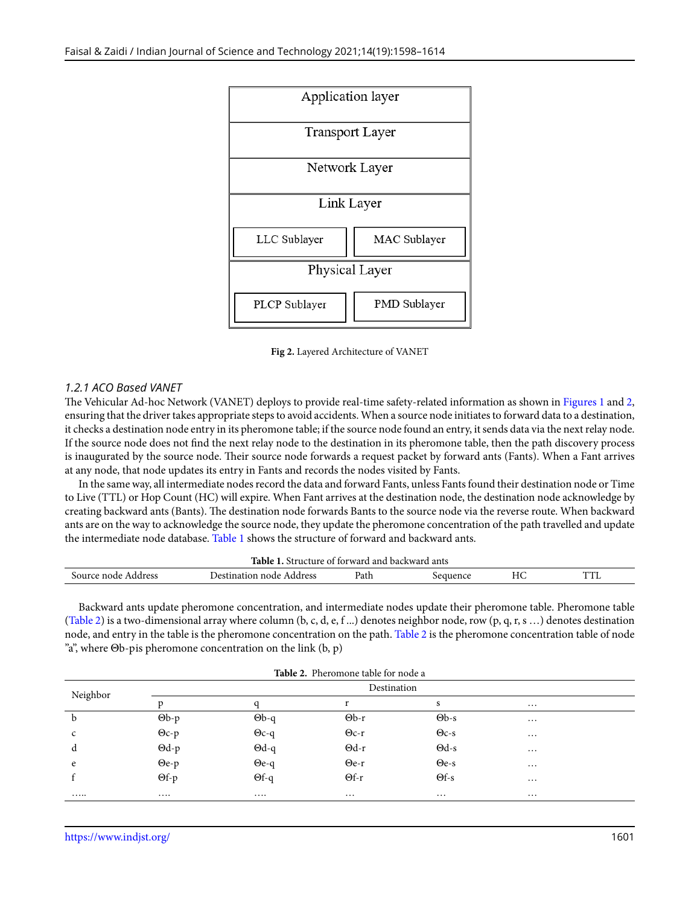| Application layer | |
|---|---|
| Transport Layer | |
| Network Layer | |
| Link Layer | |
| LLC Sublayer | MAC Sublayer |
| Physical Layer | |
| PLCP Sublayer | PMD Sublayer |

**Fig 2.** Layered Architecture of VANET

### *1.2.1 ACO Based VANET*

The Vehicular Ad-hoc Network (VANET) deploys to provide real-time safety-related information as shown in Figures 1 and 2, ensuring that the driver takes appropriate steps to avoid accidents. When a source node initiates to forward data to a destination, it checks a destination node entry in its pheromone table; if the source node found an entry, it sends data via the next relay node. If the source node does not find the next relay node to the destination in its pheromone table, then the path discovery process is inaugurated by the source node. Their source node forwards a request packet by forward ants (Fants). When a Fant arrives at any node, that node updates its entry in Fants and records the nodes visited by Fants.

In the same way, all intermediate nodes record the data and forward Fants, unless Fants found their destination node or Time to Live (TTL) or Hop Count (HC) will expire. When Fant arrives at the destination node, the destination node acknowledge by creating backward ants (Bants). The destination node forwards Bants to the source node via the reverse route. When backward ants are on the way to acknowledge the source node, they update the pheromone concentration of the path travelled and update the intermediate node database. Table 1 shows the structure of forward and backward ants.

**Table 1.** Structure of forward and backward ants

| Source node Address | Destination node Address | Path | Sequence | HC | TTL |
|---|---|---|---|---|---|

Backward ants update pheromone concentration, and intermediate nodes update their pheromone table. Pheromone table (Table 2) is a two-dimensional array where column (b, c, d, e, f ...) denotes neighbor node, row (p, q, r, s …) denotes destination node, and entry in the table is the pheromone concentration on the path. Table 2 is the pheromone concentration table of node "a", where Θb-pis pheromone concentration on the link (b, p)

**Table 2.** Pheromone table for node a

| Neighbor | Destination | | | | |
|---|---|---|---|---|---|
| | p | q | r | s | … |
| b | Θb-p | Θb-q | Θb-r | Θb-s | … |
| c | Θc-p | Θc-q | Θc-r | Θc-s | … |
| d | Θd-p | Θd-q | Θd-r | Θd-s | … |
| e | Θe-p | Θe-q | Θe-r | Θe-s | … |
| f | Θf-p | Θf-q | Θf-r | Θf-s | … |
| ….. | …. | …. | … | … | … |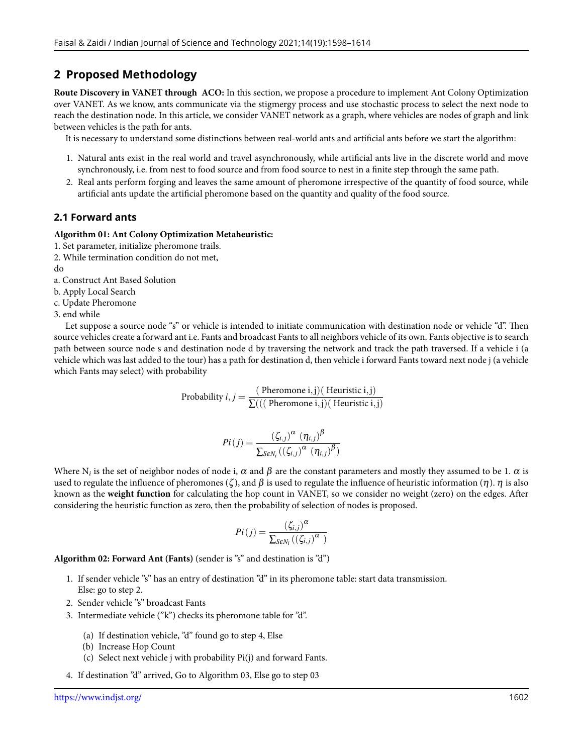## 2 Proposed Methodology

**Route Discovery in VANET through ACO:** In this section, we propose a procedure to implement Ant Colony Optimization over VANET. As we know, ants communicate via the stigmergy process and use stochastic process to select the next node to reach the destination node. In this article, we consider VANET network as a graph, where vehicles are nodes of graph and link between vehicles is the path for ants.

It is necessary to understand some distinctions between real-world ants and artificial ants before we start the algorithm:

1. Natural ants exist in the real world and travel asynchronously, while artificial ants live in the discrete world and move synchronously, i.e. from nest to food source and from food source to nest in a finite step through the same path.
2. Real ants perform forging and leaves the same amount of pheromone irrespective of the quantity of food source, while artificial ants update the artificial pheromone based on the quantity and quality of the food source.

### 2.1 Forward ants

**Algorithm 01: Ant Colony Optimization Metaheuristic:**

1. Set parameter, initialize pheromone trails.
2. While termination condition do not met,

do

a. Construct Ant Based Solution

b. Apply Local Search

c. Update Pheromone

3. end while

Let suppose a source node "s" or vehicle is intended to initiate communication with destination node or vehicle "d". Then source vehicles create a forward ant i.e. Fants and broadcast Fants to all neighbors vehicle of its own. Fants objective is to search path between source node s and destination node d by traversing the network and track the path traversed. If a vehicle i (a vehicle which was last added to the tour) has a path for destination d, then vehicle i forward Fants toward next node j (a vehicle which Fants may select) with probability

$$\text{Probability } i,j = \frac{(\text{ Pheromone i,j})(\text{ Heuristic i,j})}{\sum(((\text{ Pheromone i,j})(\text{ Heuristic i,j})}$$

$$Pi(j) = \frac{(\zeta_{i,j})^{\alpha}\ (\eta_{i,j})^{\beta}}{\sum_{S\epsilon N_i}((\zeta_{i,j})^{\alpha}\ (\eta_{i,j})^{\beta})}$$

Where $N_i$ is the set of neighbor nodes of node i, $\alpha$ and $\beta$ are the constant parameters and mostly they assumed to be 1. $\alpha$ is used to regulate the influence of pheromones ($\zeta$), and $\beta$ is used to regulate the influence of heuristic information ($\eta$). $\eta$ is also known as the **weight function** for calculating the hop count in VANET, so we consider no weight (zero) on the edges. After considering the heuristic function as zero, then the probability of selection of nodes is proposed.

$$Pi(j) = \frac{(\zeta_{i,j})^{\alpha}}{\sum_{S\epsilon N_i}((\zeta_{i,j})^{\alpha})}$$

**Algorithm 02: Forward Ant (Fants)** (sender is "s" and destination is "d")

1. If sender vehicle "s" has an entry of destination "d" in its pheromone table: start data transmission.
   Else: go to step 2.
2. Sender vehicle "s" broadcast Fants
3. Intermediate vehicle ("k") checks its pheromone table for "d".
   (a) If destination vehicle, "d" found go to step 4, Else
   (b) Increase Hop Count
   (c) Select next vehicle j with probability Pi(j) and forward Fants.
4. If destination "d" arrived, Go to Algorithm 03, Else go to step 03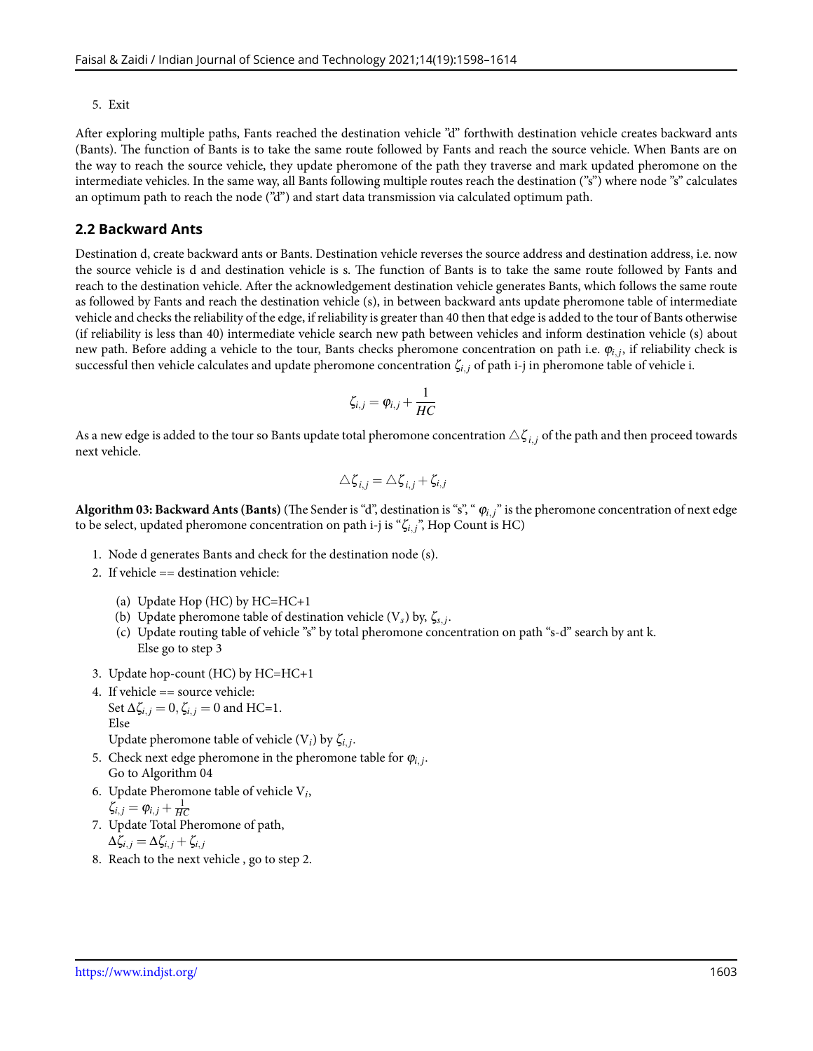5. Exit

After exploring multiple paths, Fants reached the destination vehicle "d" forthwith destination vehicle creates backward ants (Bants). The function of Bants is to take the same route followed by Fants and reach the source vehicle. When Bants are on the way to reach the source vehicle, they update pheromone of the path they traverse and mark updated pheromone on the intermediate vehicles. In the same way, all Bants following multiple routes reach the destination ("s") where node "s" calculates an optimum path to reach the node ("d") and start data transmission via calculated optimum path.

## 2.2 Backward Ants

Destination d, create backward ants or Bants. Destination vehicle reverses the source address and destination address, i.e. now the source vehicle is d and destination vehicle is s. The function of Bants is to take the same route followed by Fants and reach to the destination vehicle. After the acknowledgement destination vehicle generates Bants, which follows the same route as followed by Fants and reach the destination vehicle (s), in between backward ants update pheromone table of intermediate vehicle and checks the reliability of the edge, if reliability is greater than 40 then that edge is added to the tour of Bants otherwise (if reliability is less than 40) intermediate vehicle search new path between vehicles and inform destination vehicle (s) about new path. Before adding a vehicle to the tour, Bants checks pheromone concentration on path i.e. $\varphi_{i,j}$, if reliability check is successful then vehicle calculates and update pheromone concentration $\zeta_{i,j}$ of path i-j in pheromone table of vehicle i.

$$\zeta_{i,j} = \varphi_{i,j} + \frac{1}{HC}$$

As a new edge is added to the tour so Bants update total pheromone concentration $\triangle\zeta_{i,j}$ of the path and then proceed towards next vehicle.

$$\triangle\zeta_{i,j} = \triangle\zeta_{i,j} + \zeta_{i,j}$$

**Algorithm 03: Backward Ants (Bants)** (The Sender is "d", destination is "s", " $\varphi_{i,j}$" is the pheromone concentration of next edge to be select, updated pheromone concentration on path i-j is "$\zeta_{i,j}$", Hop Count is HC)

1. Node d generates Bants and check for the destination node (s).
2. If vehicle == destination vehicle:
   (a) Update Hop (HC) by HC=HC+1
   (b) Update pheromone table of destination vehicle ($V_s$) by, $\zeta_{s,j}$.
   (c) Update routing table of vehicle "s" by total pheromone concentration on path "s-d" search by ant k.
   Else go to step 3
3. Update hop-count (HC) by HC=HC+1
4. If vehicle == source vehicle:
   Set $\Delta\zeta_{i,j} = 0, \zeta_{i,j} = 0$ and HC=1.
   Else
   Update pheromone table of vehicle ($V_i$) by $\zeta_{i,j}$.
5. Check next edge pheromone in the pheromone table for $\varphi_{i,j}$.
   Go to Algorithm 04
6. Update Pheromone table of vehicle $V_i$,
   $\zeta_{i,j} = \varphi_{i,j} + \frac{1}{HC}$
7. Update Total Pheromone of path,
   $\Delta\zeta_{i,j} = \Delta\zeta_{i,j} + \zeta_{i,j}$
8. Reach to the next vehicle , go to step 2.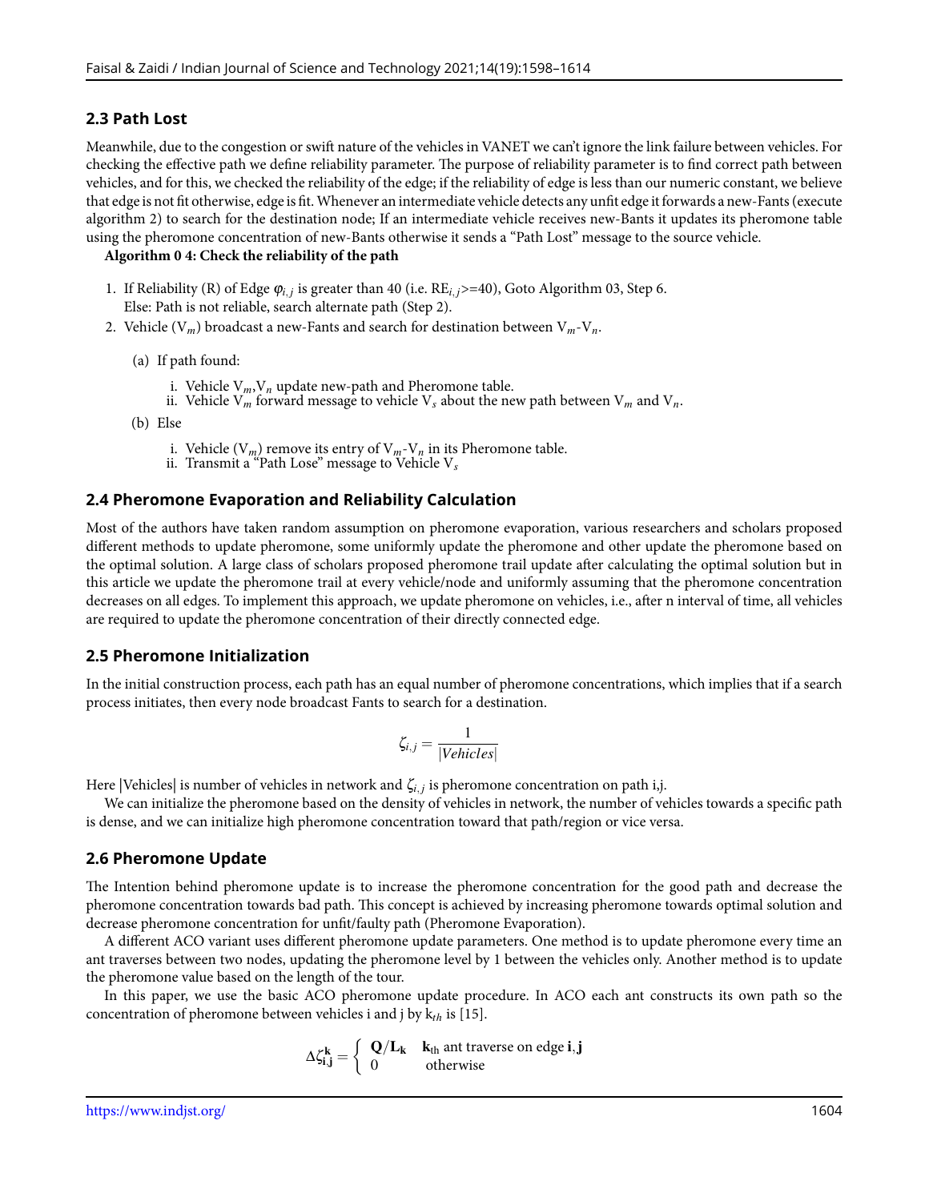## 2.3 Path Lost

Meanwhile, due to the congestion or swift nature of the vehicles in VANET we can't ignore the link failure between vehicles. For checking the effective path we define reliability parameter. The purpose of reliability parameter is to find correct path between vehicles, and for this, we checked the reliability of the edge; if the reliability of edge is less than our numeric constant, we believe that edge is not fit otherwise, edge is fit. Whenever an intermediate vehicle detects any unfit edge it forwards a new-Fants (execute algorithm 2) to search for the destination node; If an intermediate vehicle receives new-Bants it updates its pheromone table using the pheromone concentration of new-Bants otherwise it sends a "Path Lost" message to the source vehicle.

**Algorithm 0 4: Check the reliability of the path**

1. If Reliability (R) of Edge $\varphi_{i,j}$ is greater than 40 (i.e. $RE_{i,j}$>=40), Goto Algorithm 03, Step 6.
   Else: Path is not reliable, search alternate path (Step 2).
2. Vehicle ($V_m$) broadcast a new-Fants and search for destination between $V_m$-$V_n$.
   (a) If path found:
      i. Vehicle $V_m$,$V_n$ update new-path and Pheromone table.
      ii. Vehicle $V_m$ forward message to vehicle $V_s$ about the new path between $V_m$ and $V_n$.
   (b) Else
      i. Vehicle ($V_m$) remove its entry of $V_m$-$V_n$ in its Pheromone table.
      ii. Transmit a "Path Lose" message to Vehicle $V_s$

## 2.4 Pheromone Evaporation and Reliability Calculation

Most of the authors have taken random assumption on pheromone evaporation, various researchers and scholars proposed different methods to update pheromone, some uniformly update the pheromone and other update the pheromone based on the optimal solution. A large class of scholars proposed pheromone trail update after calculating the optimal solution but in this article we update the pheromone trail at every vehicle/node and uniformly assuming that the pheromone concentration decreases on all edges. To implement this approach, we update pheromone on vehicles, i.e., after n interval of time, all vehicles are required to update the pheromone concentration of their directly connected edge.

## 2.5 Pheromone Initialization

In the initial construction process, each path has an equal number of pheromone concentrations, which implies that if a search process initiates, then every node broadcast Fants to search for a destination.

$$\zeta_{i,j} = \frac{1}{|Vehicles|}$$

Here |Vehicles| is number of vehicles in network and $\zeta_{i,j}$ is pheromone concentration on path i,j.

We can initialize the pheromone based on the density of vehicles in network, the number of vehicles towards a specific path is dense, and we can initialize high pheromone concentration toward that path/region or vice versa.

## 2.6 Pheromone Update

The Intention behind pheromone update is to increase the pheromone concentration for the good path and decrease the pheromone concentration towards bad path. This concept is achieved by increasing pheromone towards optimal solution and decrease pheromone concentration for unfit/faulty path (Pheromone Evaporation).

A different ACO variant uses different pheromone update parameters. One method is to update pheromone every time an ant traverses between two nodes, updating the pheromone level by 1 between the vehicles only. Another method is to update the pheromone value based on the length of the tour.

In this paper, we use the basic ACO pheromone update procedure. In ACO each ant constructs its own path so the concentration of pheromone between vehicles i and j by $k_{th}$ is [15].

$$\Delta\zeta_{\mathbf{i,j}}^{\mathbf{k}} = \begin{cases} \mathbf{Q}/\mathbf{L_k} & \mathbf{k}_{\text{th}} \text{ ant traverse on edge } \mathbf{i},\mathbf{j} \\ 0 & \text{otherwise} \end{cases}$$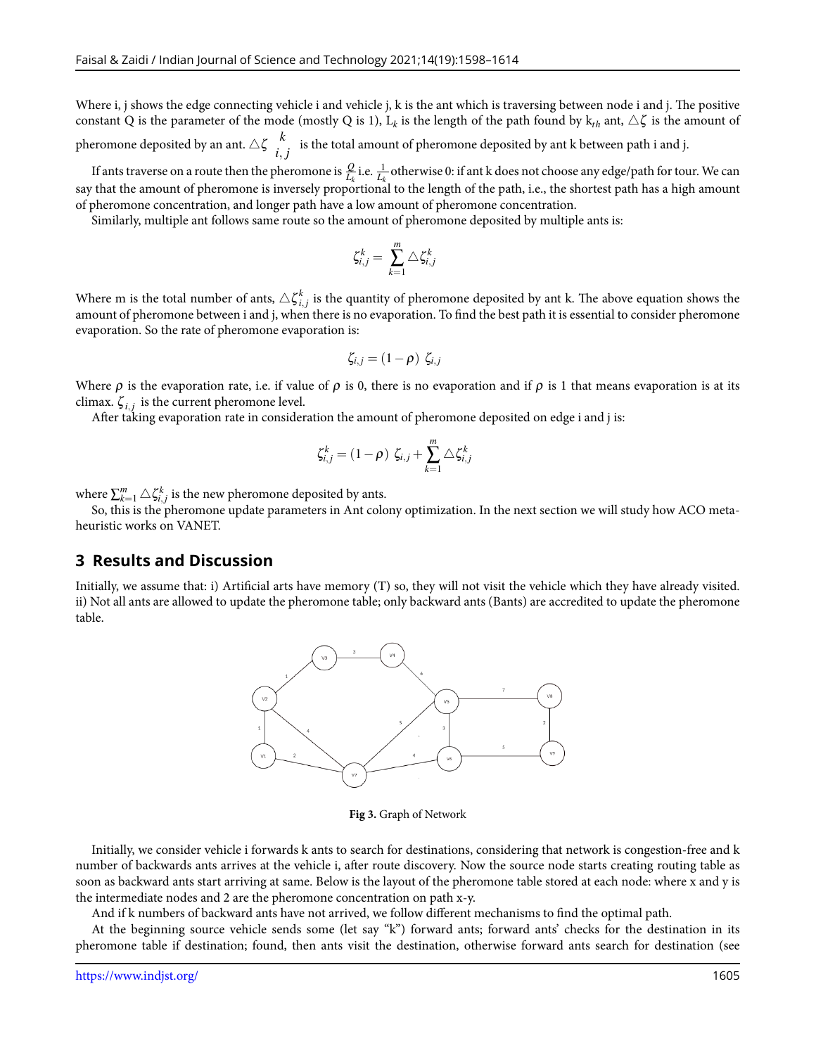Where i, j shows the edge connecting vehicle i and vehicle j, k is the ant which is traversing between node i and j. The positive constant Q is the parameter of the mode (mostly Q is 1), $L_k$ is the length of the path found by $k_{th}$ ant, $\triangle\zeta$ is the amount of pheromone deposited by an ant. $\triangle\zeta_{i,j}^{k}$ is the total amount of pheromone deposited by ant k between path i and j.

If ants traverse on a route then the pheromone is $\frac{Q}{L_k}$ i.e. $\frac{1}{L_k}$ otherwise 0: if ant k does not choose any edge/path for tour. We can say that the amount of pheromone is inversely proportional to the length of the path, i.e., the shortest path has a high amount of pheromone concentration, and longer path have a low amount of pheromone concentration.

Similarly, multiple ant follows same route so the amount of pheromone deposited by multiple ants is:

$$\zeta_{i,j}^{k} = \sum_{k=1}^{m} \triangle\zeta_{i,j}^{k}$$

Where m is the total number of ants, $\triangle\zeta_{i,j}^{k}$ is the quantity of pheromone deposited by ant k. The above equation shows the amount of pheromone between i and j, when there is no evaporation. To find the best path it is essential to consider pheromone evaporation. So the rate of pheromone evaporation is:

$$\zeta_{i,j} = (1-\rho)\ \zeta_{i,j}$$

Where $\rho$ is the evaporation rate, i.e. if value of $\rho$ is 0, there is no evaporation and if $\rho$ is 1 that means evaporation is at its climax. $\zeta_{i,j}$ is the current pheromone level.

After taking evaporation rate in consideration the amount of pheromone deposited on edge i and j is:

$$\zeta_{i,j}^{k} = (1-\rho)\ \zeta_{i,j} + \sum_{k=1}^{m} \triangle\zeta_{i,j}^{k}$$

where $\sum_{k=1}^{m} \triangle\zeta_{i,j}^{k}$ is the new pheromone deposited by ants.

So, this is the pheromone update parameters in Ant colony optimization. In the next section we will study how ACO meta-heuristic works on VANET.

## 3 Results and Discussion

Initially, we assume that: i) Artificial arts have memory (T) so, they will not visit the vehicle which they have already visited. ii) Not all ants are allowed to update the pheromone table; only backward ants (Bants) are accredited to update the pheromone table.

**Fig 3.** Graph of Network

Initially, we consider vehicle i forwards k ants to search for destinations, considering that network is congestion-free and k number of backwards ants arrives at the vehicle i, after route discovery. Now the source node starts creating routing table as soon as backward ants start arriving at same. Below is the layout of the pheromone table stored at each node: where x and y is the intermediate nodes and 2 are the pheromone concentration on path x-y.

And if k numbers of backward ants have not arrived, we follow different mechanisms to find the optimal path.

At the beginning source vehicle sends some (let say "k") forward ants; forward ants' checks for the destination in its pheromone table if destination; found, then ants visit the destination, otherwise forward ants search for destination (see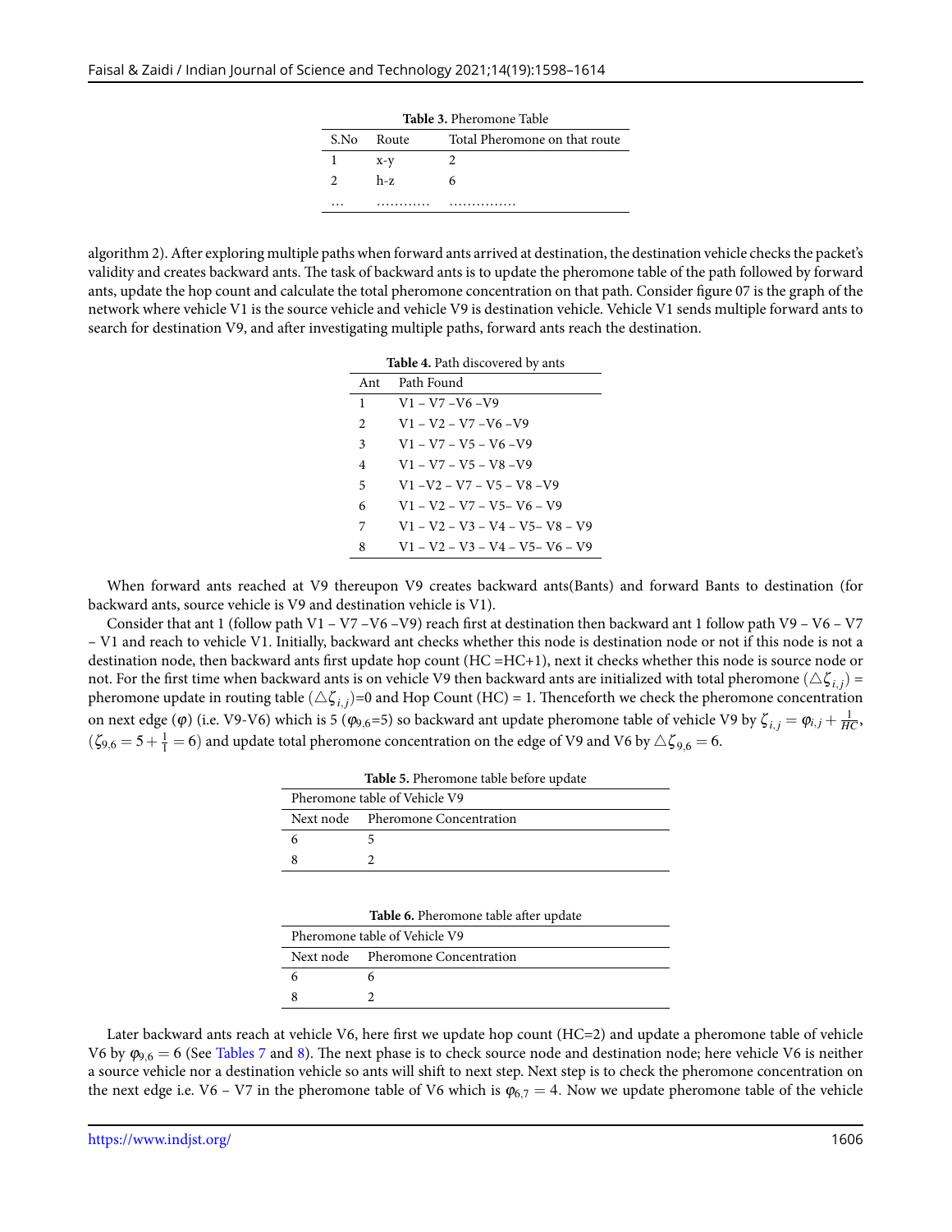**Table 3.** Pheromone Table

| S.No | Route | Total Pheromone on that route |
|---|---|---|
| 1 | x-y | 2 |
| 2 | h-z | 6 |
| … | ………… | …………… |

algorithm 2). After exploring multiple paths when forward ants arrived at destination, the destination vehicle checks the packet's validity and creates backward ants. The task of backward ants is to update the pheromone table of the path followed by forward ants, update the hop count and calculate the total pheromone concentration on that path. Consider figure 07 is the graph of the network where vehicle V1 is the source vehicle and vehicle V9 is destination vehicle. Vehicle V1 sends multiple forward ants to search for destination V9, and after investigating multiple paths, forward ants reach the destination.

**Table 4.** Path discovered by ants

| Ant | Path Found |
|---|---|
| 1 | V1 – V7 –V6 –V9 |
| 2 | V1 – V2 – V7 –V6 –V9 |
| 3 | V1 – V7 – V5 – V6 –V9 |
| 4 | V1 – V7 – V5 – V8 –V9 |
| 5 | V1 –V2 – V7 – V5 – V8 –V9 |
| 6 | V1 – V2 – V7 – V5– V6 – V9 |
| 7 | V1 – V2 – V3 – V4 – V5– V8 – V9 |
| 8 | V1 – V2 – V3 – V4 – V5– V6 – V9 |

When forward ants reached at V9 thereupon V9 creates backward ants(Bants) and forward Bants to destination (for backward ants, source vehicle is V9 and destination vehicle is V1).

Consider that ant 1 (follow path V1 – V7 –V6 –V9) reach first at destination then backward ant 1 follow path V9 – V6 – V7 – V1 and reach to vehicle V1. Initially, backward ant checks whether this node is destination node or not if this node is not a destination node, then backward ants first update hop count (HC =HC+1), next it checks whether this node is source node or not. For the first time when backward ants is on vehicle V9 then backward ants are initialized with total pheromone ($\triangle\zeta_{i,j}$) = pheromone update in routing table ($\triangle\zeta_{i,j}$)=0 and Hop Count (HC) = 1. Thenceforth we check the pheromone concentration on next edge ($\varphi$) (i.e. V9-V6) which is 5 ($\varphi_{9,6}$=5) so backward ant update pheromone table of vehicle V9 by $\zeta_{i,j} = \varphi_{i,j} + \frac{1}{HC}$, ($\zeta_{9,6} = 5 + \frac{1}{1} = 6$) and update total pheromone concentration on the edge of V9 and V6 by $\triangle\zeta_{9,6} = 6$.

**Table 5.** Pheromone table before update

| Pheromone table of Vehicle V9 | |
|---|---|
| Next node | Pheromone Concentration |
| 6 | 5 |
| 8 | 2 |

**Table 6.** Pheromone table after update

| Pheromone table of Vehicle V9 | |
|---|---|
| Next node | Pheromone Concentration |
| 6 | 6 |
| 8 | 2 |

Later backward ants reach at vehicle V6, here first we update hop count (HC=2) and update a pheromone table of vehicle V6 by $\varphi_{9,6} = 6$ (See Tables 7 and 8). The next phase is to check source node and destination node; here vehicle V6 is neither a source vehicle nor a destination vehicle so ants will shift to next step. Next step is to check the pheromone concentration on the next edge i.e. V6 – V7 in the pheromone table of V6 which is $\varphi_{6,7} = 4$. Now we update pheromone table of the vehicle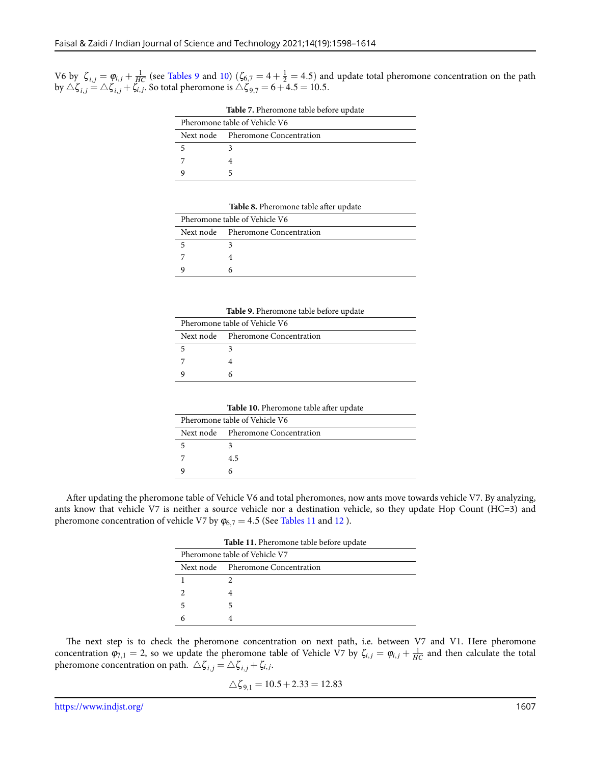V6 by $\zeta_{i,j} = \varphi_{i,j} + \frac{1}{HC}$ (see Tables 9 and 10) ($\zeta_{6,7} = 4 + \frac{1}{2} = 4.5$) and update total pheromone concentration on the path by $\triangle\zeta_{i,j} = \triangle\zeta_{i,j} + \zeta_{i,j}$. So total pheromone is $\triangle\zeta_{9,7} = 6 + 4.5 = 10.5$.

**Table 7.** Pheromone table before update

| Pheromone table of Vehicle V6 | |
|---|---|
| Next node | Pheromone Concentration |
| 5 | 3 |
| 7 | 4 |
| 9 | 5 |

**Table 8.** Pheromone table after update

| Pheromone table of Vehicle V6 | |
|---|---|
| Next node | Pheromone Concentration |
| 5 | 3 |
| 7 | 4 |
| 9 | 6 |

**Table 9.** Pheromone table before update

| Pheromone table of Vehicle V6 | |
|---|---|
| Next node | Pheromone Concentration |
| 5 | 3 |
| 7 | 4 |
| 9 | 6 |

**Table 10.** Pheromone table after update

| Pheromone table of Vehicle V6 | |
|---|---|
| Next node | Pheromone Concentration |
| 5 | 3 |
| 7 | 4.5 |
| 9 | 6 |

After updating the pheromone table of Vehicle V6 and total pheromones, now ants move towards vehicle V7. By analyzing, ants know that vehicle V7 is neither a source vehicle nor a destination vehicle, so they update Hop Count (HC=3) and pheromone concentration of vehicle V7 by $\varphi_{6,7} = 4.5$ (See Tables 11 and 12 ).

**Table 11.** Pheromone table before update

| Pheromone table of Vehicle V7 | |
|---|---|
| Next node | Pheromone Concentration |
| 1 | 2 |
| 2 | 4 |
| 5 | 5 |
| 6 | 4 |

The next step is to check the pheromone concentration on next path, i.e. between V7 and V1. Here pheromone concentration $\varphi_{7,1} = 2$, so we update the pheromone table of Vehicle V7 by $\zeta_{i,j} = \varphi_{i,j} + \frac{1}{HC}$ and then calculate the total pheromone concentration on path. $\triangle\zeta_{i,j} = \triangle\zeta_{i,j} + \zeta_{i,j}$.

$$\triangle\zeta_{9,1} = 10.5 + 2.33 = 12.83$$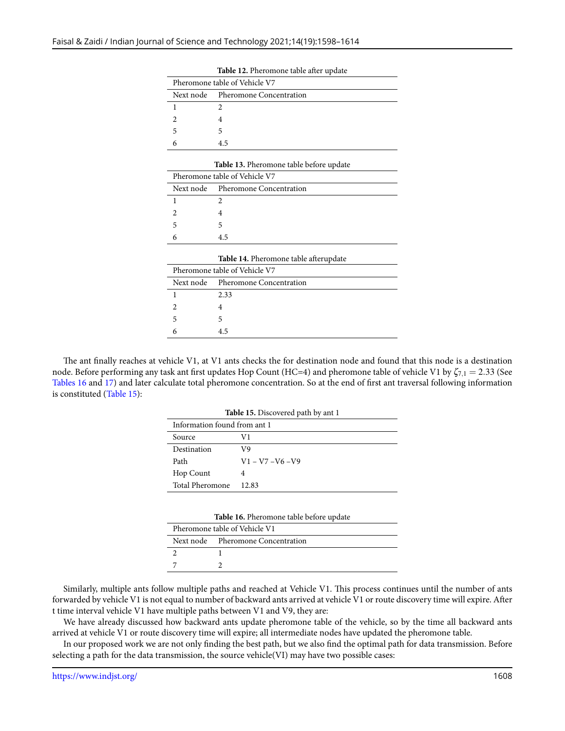**Table 12.** Pheromone table after update

| Pheromone table of Vehicle V7 | |
|---|---|
| Next node | Pheromone Concentration |
| 1 | 2 |
| 2 | 4 |
| 5 | 5 |
| 6 | 4.5 |

**Table 13.** Pheromone table before update

| Pheromone table of Vehicle V7 | |
|---|---|
| Next node | Pheromone Concentration |
| 1 | 2 |
| 2 | 4 |
| 5 | 5 |
| 6 | 4.5 |

**Table 14.** Pheromone table afterupdate

| Pheromone table of Vehicle V7 | |
|---|---|
| Next node | Pheromone Concentration |
| 1 | 2.33 |
| 2 | 4 |
| 5 | 5 |
| 6 | 4.5 |

The ant finally reaches at vehicle V1, at V1 ants checks the for destination node and found that this node is a destination node. Before performing any task ant first updates Hop Count (HC=4) and pheromone table of vehicle V1 by $\zeta_{7,1} = 2.33$ (See Tables 16 and 17) and later calculate total pheromone concentration. So at the end of first ant traversal following information is constituted (Table 15):

**Table 15.** Discovered path by ant 1

| Information found from ant 1 | |
|---|---|
| Source | V1 |
| Destination | V9 |
| Path | V1 – V7 –V6 –V9 |
| Hop Count | 4 |
| Total Pheromone | 12.83 |

**Table 16.** Pheromone table before update

| Pheromone table of Vehicle V1 | |
|---|---|
| Next node | Pheromone Concentration |
| 2 | 1 |
| 7 | 2 |

Similarly, multiple ants follow multiple paths and reached at Vehicle V1. This process continues until the number of ants forwarded by vehicle V1 is not equal to number of backward ants arrived at vehicle V1 or route discovery time will expire. After t time interval vehicle V1 have multiple paths between V1 and V9, they are:

We have already discussed how backward ants update pheromone table of the vehicle, so by the time all backward ants arrived at vehicle V1 or route discovery time will expire; all intermediate nodes have updated the pheromone table.

In our proposed work we are not only finding the best path, but we also find the optimal path for data transmission. Before selecting a path for the data transmission, the source vehicle(VI) may have two possible cases: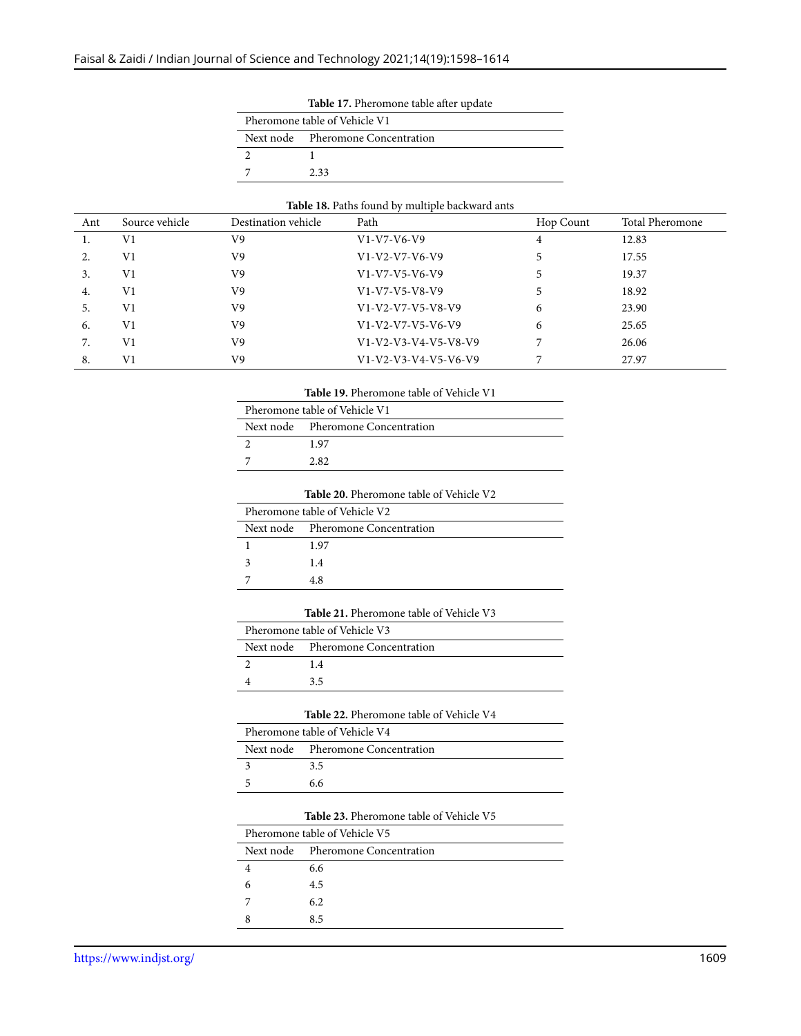**Table 17.** Pheromone table after update

| Pheromone table of Vehicle V1 | |
|---|---|
| Next node | Pheromone Concentration |
| 2 | 1 |
| 7 | 2.33 |

**Table 18.** Paths found by multiple backward ants

| Ant | Source vehicle | Destination vehicle | Path | Hop Count | Total Pheromone |
|---|---|---|---|---|---|
| 1. | V1 | V9 | V1-V7-V6-V9 | 4 | 12.83 |
| 2. | V1 | V9 | V1-V2-V7-V6-V9 | 5 | 17.55 |
| 3. | V1 | V9 | V1-V7-V5-V6-V9 | 5 | 19.37 |
| 4. | V1 | V9 | V1-V7-V5-V8-V9 | 5 | 18.92 |
| 5. | V1 | V9 | V1-V2-V7-V5-V8-V9 | 6 | 23.90 |
| 6. | V1 | V9 | V1-V2-V7-V5-V6-V9 | 6 | 25.65 |
| 7. | V1 | V9 | V1-V2-V3-V4-V5-V8-V9 | 7 | 26.06 |
| 8. | V1 | V9 | V1-V2-V3-V4-V5-V6-V9 | 7 | 27.97 |

**Table 19.** Pheromone table of Vehicle V1

| Pheromone table of Vehicle V1 | |
|---|---|
| Next node | Pheromone Concentration |
| 2 | 1.97 |
| 7 | 2.82 |

**Table 20.** Pheromone table of Vehicle V2

| Pheromone table of Vehicle V2 | |
|---|---|
| Next node | Pheromone Concentration |
| 1 | 1.97 |
| 3 | 1.4 |
| 7 | 4.8 |

**Table 21.** Pheromone table of Vehicle V3

| Pheromone table of Vehicle V3 | |
|---|---|
| Next node | Pheromone Concentration |
| 2 | 1.4 |
| 4 | 3.5 |

**Table 22.** Pheromone table of Vehicle V4

| Pheromone table of Vehicle V4 | |
|---|---|
| Next node | Pheromone Concentration |
| 3 | 3.5 |
| 5 | 6.6 |

**Table 23.** Pheromone table of Vehicle V5

| Pheromone table of Vehicle V5 | |
|---|---|
| Next node | Pheromone Concentration |
| 4 | 6.6 |
| 6 | 4.5 |
| 7 | 6.2 |
| 8 | 8.5 |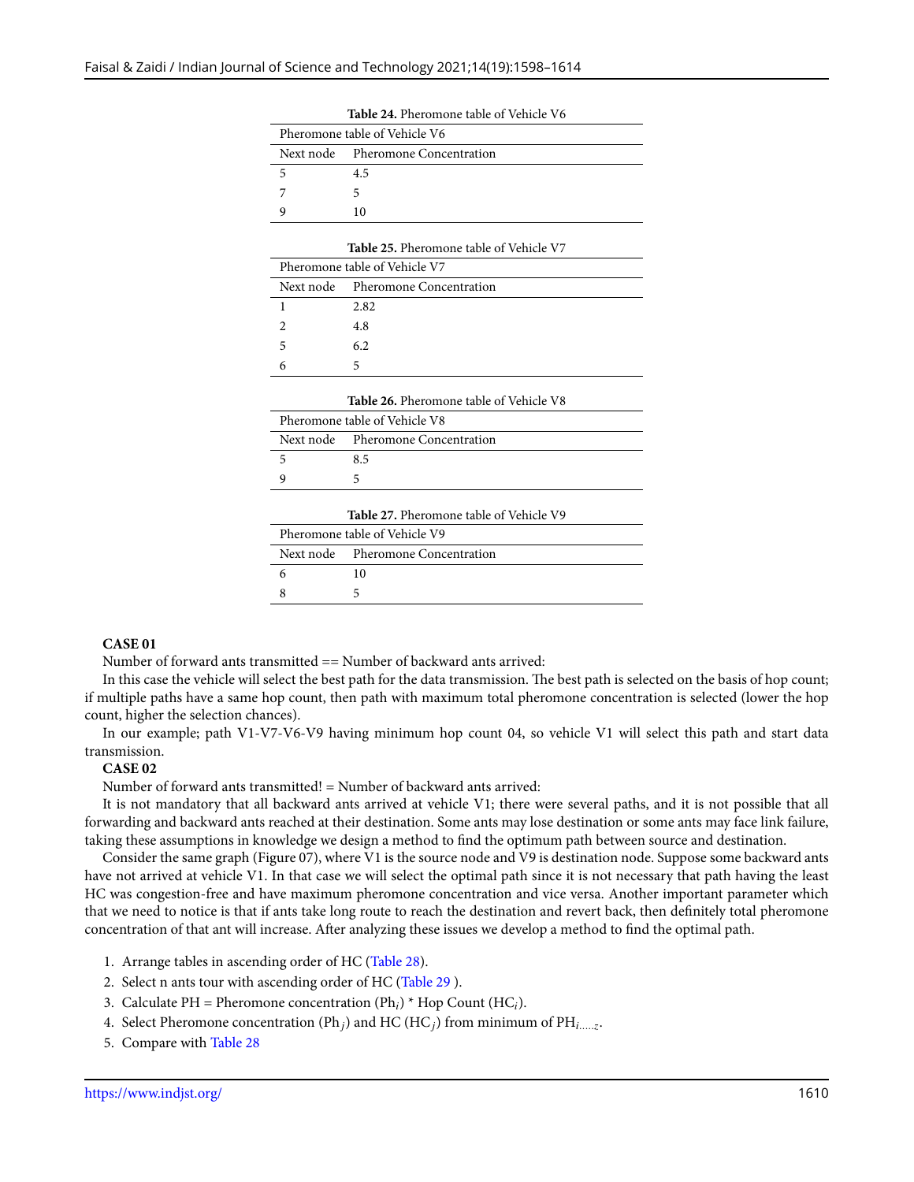**Table 24.** Pheromone table of Vehicle V6

| Pheromone table of Vehicle V6 | |
|---|---|
| Next node | Pheromone Concentration |
| 5 | 4.5 |
| 7 | 5 |
| 9 | 10 |

**Table 25.** Pheromone table of Vehicle V7

| Pheromone table of Vehicle V7 | |
|---|---|
| Next node | Pheromone Concentration |
| 1 | 2.82 |
| 2 | 4.8 |
| 5 | 6.2 |
| 6 | 5 |

**Table 26.** Pheromone table of Vehicle V8

| Pheromone table of Vehicle V8 | |
|---|---|
| Next node | Pheromone Concentration |
| 5 | 8.5 |
| 9 | 5 |

**Table 27.** Pheromone table of Vehicle V9

| Pheromone table of Vehicle V9 | |
|---|---|
| Next node | Pheromone Concentration |
| 6 | 10 |
| 8 | 5 |

**CASE 01**

Number of forward ants transmitted == Number of backward ants arrived:

In this case the vehicle will select the best path for the data transmission. The best path is selected on the basis of hop count; if multiple paths have a same hop count, then path with maximum total pheromone concentration is selected (lower the hop count, higher the selection chances).

In our example; path V1-V7-V6-V9 having minimum hop count 04, so vehicle V1 will select this path and start data transmission.

**CASE 02**

Number of forward ants transmitted! = Number of backward ants arrived:

It is not mandatory that all backward ants arrived at vehicle V1; there were several paths, and it is not possible that all forwarding and backward ants reached at their destination. Some ants may lose destination or some ants may face link failure, taking these assumptions in knowledge we design a method to find the optimum path between source and destination.

Consider the same graph (Figure 07), where V1 is the source node and V9 is destination node. Suppose some backward ants have not arrived at vehicle V1. In that case we will select the optimal path since it is not necessary that path having the least HC was congestion-free and have maximum pheromone concentration and vice versa. Another important parameter which that we need to notice is that if ants take long route to reach the destination and revert back, then definitely total pheromone concentration of that ant will increase. After analyzing these issues we develop a method to find the optimal path.

1. Arrange tables in ascending order of HC (Table 28).
2. Select n ants tour with ascending order of HC (Table 29 ).
3. Calculate PH = Pheromone concentration ($Ph_i$) * Hop Count ($HC_i$).
4. Select Pheromone concentration ($Ph_j$) and HC ($HC_j$) from minimum of $PH_{i.....z}$.
5. Compare with Table 28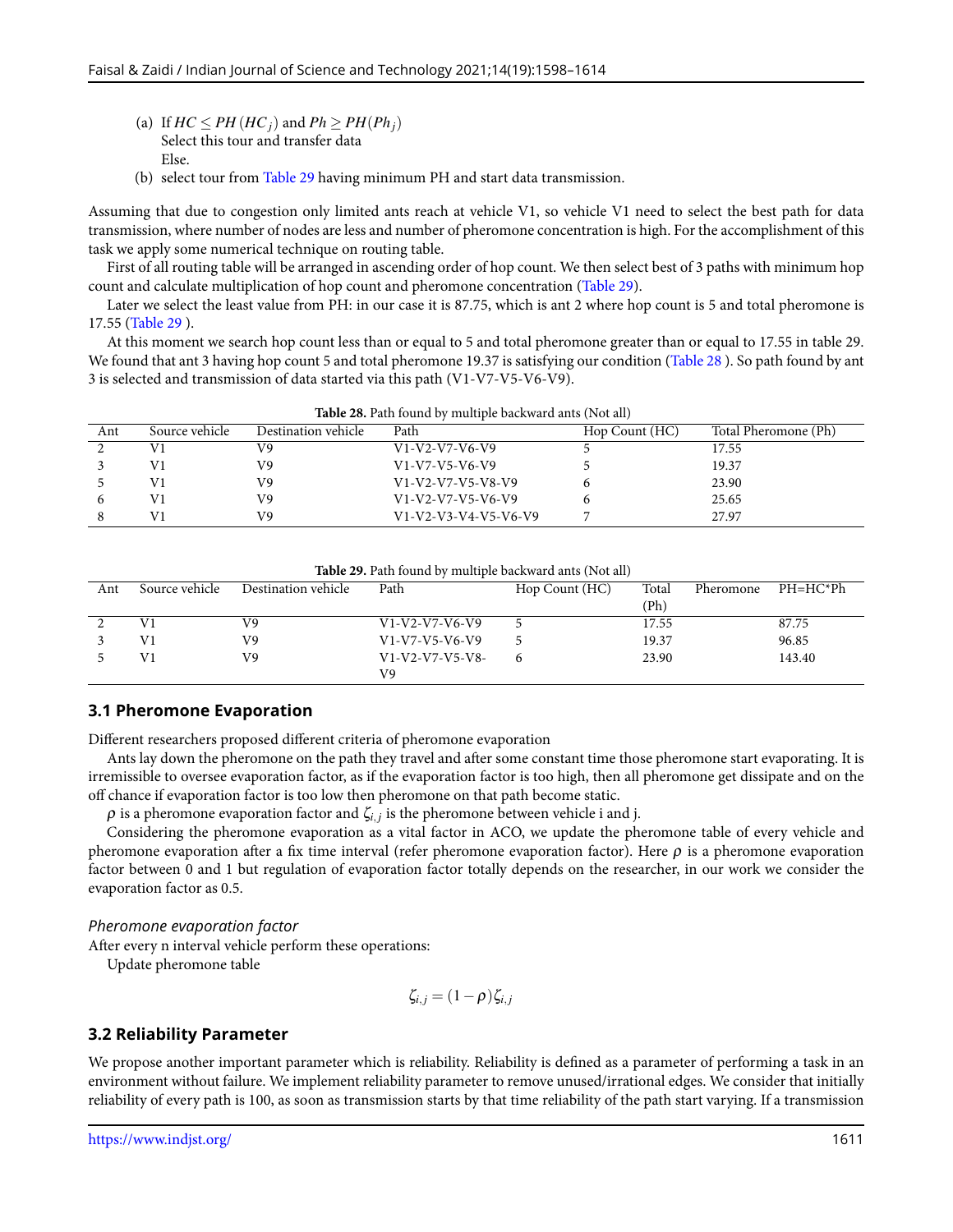(a) If $HC \leq PH\,(HC_j)$ and $Ph \geq PH(Ph_j)$
Select this tour and transfer data
Else.

(b) select tour from Table 29 having minimum PH and start data transmission.

Assuming that due to congestion only limited ants reach at vehicle V1, so vehicle V1 need to select the best path for data transmission, where number of nodes are less and number of pheromone concentration is high. For the accomplishment of this task we apply some numerical technique on routing table.

First of all routing table will be arranged in ascending order of hop count. We then select best of 3 paths with minimum hop count and calculate multiplication of hop count and pheromone concentration (Table 29).

Later we select the least value from PH: in our case it is 87.75, which is ant 2 where hop count is 5 and total pheromone is 17.55 (Table 29 ).

At this moment we search hop count less than or equal to 5 and total pheromone greater than or equal to 17.55 in table 29. We found that ant 3 having hop count 5 and total pheromone 19.37 is satisfying our condition (Table 28 ). So path found by ant 3 is selected and transmission of data started via this path (V1-V7-V5-V6-V9).

**Table 28.** Path found by multiple backward ants (Not all)

| Ant | Source vehicle | Destination vehicle | Path | Hop Count (HC) | Total Pheromone (Ph) |
|---|---|---|---|---|---|
| 2 | V1 | V9 | V1-V2-V7-V6-V9 | 5 | 17.55 |
| 3 | V1 | V9 | V1-V7-V5-V6-V9 | 5 | 19.37 |
| 5 | V1 | V9 | V1-V2-V7-V5-V8-V9 | 6 | 23.90 |
| 6 | V1 | V9 | V1-V2-V7-V5-V6-V9 | 6 | 25.65 |
| 8 | V1 | V9 | V1-V2-V3-V4-V5-V6-V9 | 7 | 27.97 |

**Table 29.** Path found by multiple backward ants (Not all)

| Ant | Source vehicle | Destination vehicle | Path | Hop Count (HC) | Total Pheromone (Ph) | PH=HC*Ph |
|---|---|---|---|---|---|---|
| 2 | V1 | V9 | V1-V2-V7-V6-V9 | 5 | 17.55 | 87.75 |
| 3 | V1 | V9 | V1-V7-V5-V6-V9 | 5 | 19.37 | 96.85 |
| 5 | V1 | V9 | V1-V2-V7-V5-V8-V9 | 6 | 23.90 | 143.40 |

### 3.1 Pheromone Evaporation

Different researchers proposed different criteria of pheromone evaporation

Ants lay down the pheromone on the path they travel and after some constant time those pheromone start evaporating. It is irremissible to oversee evaporation factor, as if the evaporation factor is too high, then all pheromone get dissipate and on the off chance if evaporation factor is too low then pheromone on that path become static.

$\rho$ is a pheromone evaporation factor and $\zeta_{i,j}$ is the pheromone between vehicle i and j.

Considering the pheromone evaporation as a vital factor in ACO, we update the pheromone table of every vehicle and pheromone evaporation after a fix time interval (refer pheromone evaporation factor). Here $\rho$ is a pheromone evaporation factor between 0 and 1 but regulation of evaporation factor totally depends on the researcher, in our work we consider the evaporation factor as 0.5.

*Pheromone evaporation factor*

After every n interval vehicle perform these operations:

Update pheromone table

$$\zeta_{i,j} = (1-\rho)\zeta_{i,j}$$

### 3.2 Reliability Parameter

We propose another important parameter which is reliability. Reliability is defined as a parameter of performing a task in an environment without failure. We implement reliability parameter to remove unused/irrational edges. We consider that initially reliability of every path is 100, as soon as transmission starts by that time reliability of the path start varying. If a transmission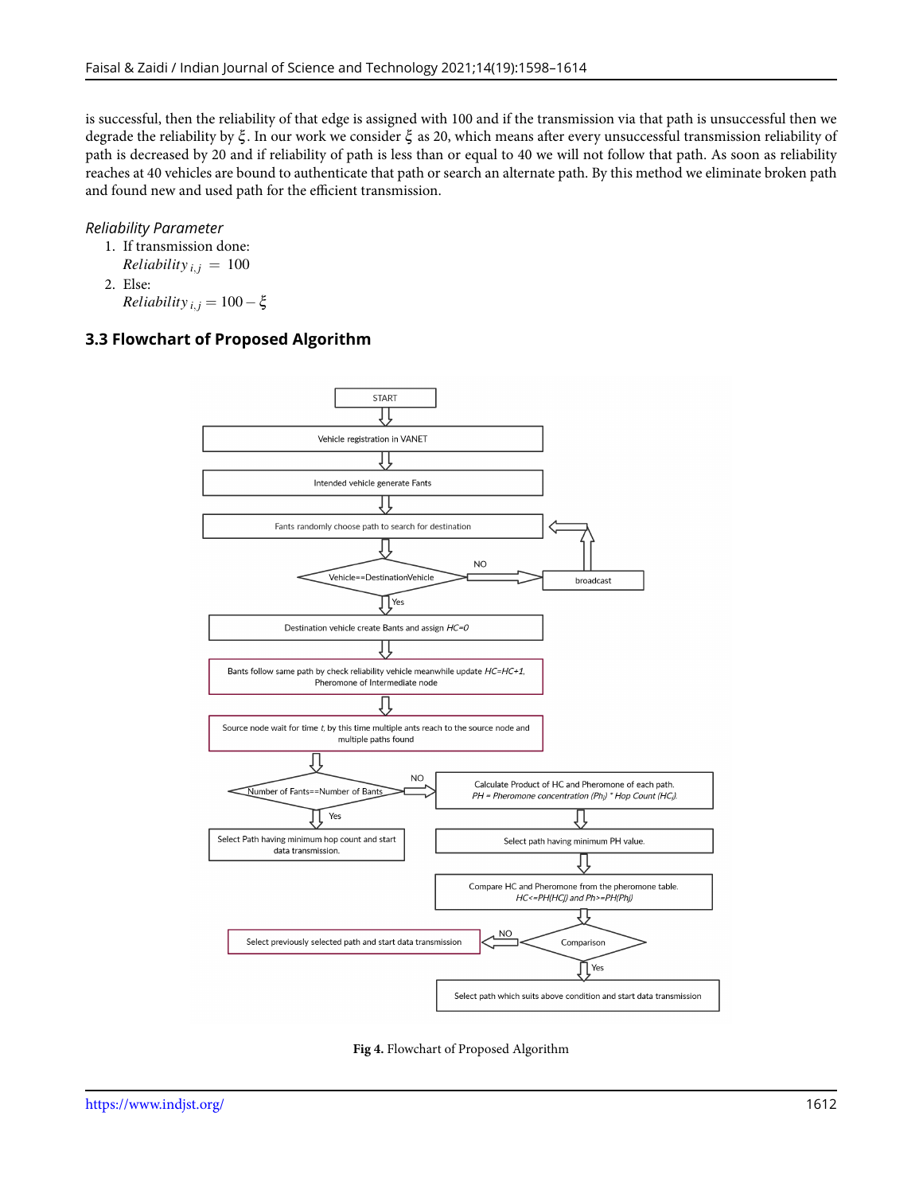is successful, then the reliability of that edge is assigned with 100 and if the transmission via that path is unsuccessful then we degrade the reliability by $\xi$. In our work we consider $\xi$ as 20, which means after every unsuccessful transmission reliability of path is decreased by 20 and if reliability of path is less than or equal to 40 we will not follow that path. As soon as reliability reaches at 40 vehicles are bound to authenticate that path or search an alternate path. By this method we eliminate broken path and found new and used path for the efficient transmission.

*Reliability Parameter*

1. If transmission done:
   $Reliability_{i,j} = 100$
2. Else:
   $Reliability_{i,j} = 100 - \xi$

### 3.3 Flowchart of Proposed Algorithm

**Fig 4.** Flowchart of Proposed Algorithm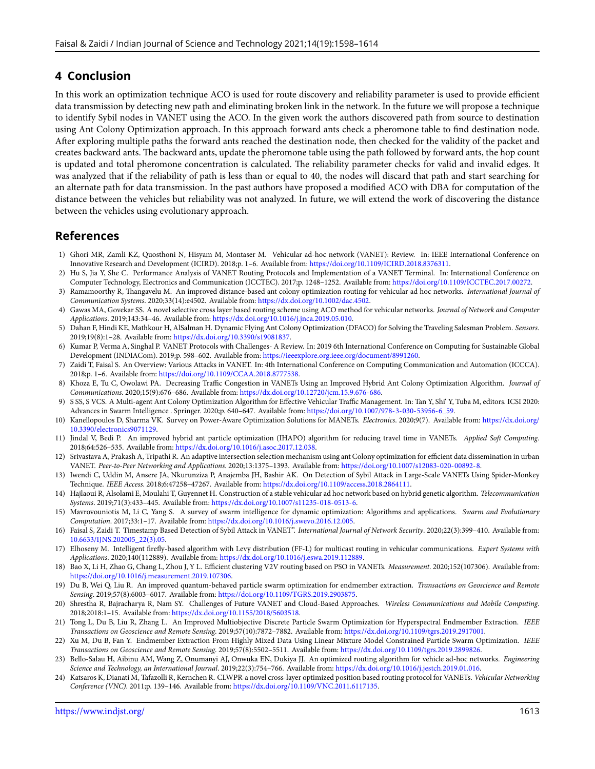## 4 Conclusion

In this work an optimization technique ACO is used for route discovery and reliability parameter is used to provide efficient data transmission by detecting new path and eliminating broken link in the network. In the future we will propose a technique to identify Sybil nodes in VANET using the ACO. In the given work the authors discovered path from source to destination using Ant Colony Optimization approach. In this approach forward ants check a pheromone table to find destination node. After exploring multiple paths the forward ants reached the destination node, then checked for the validity of the packet and creates backward ants. The backward ants, update the pheromone table using the path followed by forward ants, the hop count is updated and total pheromone concentration is calculated. The reliability parameter checks for valid and invalid edges. It was analyzed that if the reliability of path is less than or equal to 40, the nodes will discard that path and start searching for an alternate path for data transmission. In the past authors have proposed a modified ACO with DBA for computation of the distance between the vehicles but reliability was not analyzed. In future, we will extend the work of discovering the distance between the vehicles using evolutionary approach.

## References

1) Ghori MR, Zamli KZ, Quosthoni N, Hisyam M, Montaser M. Vehicular ad-hoc network (VANET): Review. In: IEEE International Conference on Innovative Research and Development (ICIRD). 2018;p. 1–6. Available from: https://doi.org/10.1109/ICIRD.2018.8376311.
2) Hu S, Jia Y, She C. Performance Analysis of VANET Routing Protocols and Implementation of a VANET Terminal. In: International Conference on Computer Technology, Electronics and Communication (ICCTEC). 2017;p. 1248–1252. Available from: https://doi.org/10.1109/ICCTEC.2017.00272.
3) Ramamoorthy R, Thangavelu M. An improved distance-based ant colony optimization routing for vehicular ad hoc networks. *International Journal of Communication Systems*. 2020;33(14):e4502. Available from: https://dx.doi.org/10.1002/dac.4502.
4) Gawas MA, Govekar SS. A novel selective cross layer based routing scheme using ACO method for vehicular networks. *Journal of Network and Computer Applications*. 2019;143:34–46. Available from: https://dx.doi.org/10.1016/j.jnca.2019.05.010.
5) Dahan F, Hindi KE, Mathkour H, AlSalman H. Dynamic Flying Ant Colony Optimization (DFACO) for Solving the Traveling Salesman Problem. *Sensors*. 2019;19(8):1–28. Available from: https://dx.doi.org/10.3390/s19081837.
6) Kumar P, Verma A, Singhal P. VANET Protocols with Challenges- A Review. In: 2019 6th International Conference on Computing for Sustainable Global Development (INDIACom). 2019;p. 598–602. Available from: https://ieeexplore.org.ieee.org/document/8991260.
7) Zaidi T, Faisal S. An Overview: Various Attacks in VANET. In: 4th International Conference on Computing Communication and Automation (ICCCA). 2018;p. 1–6. Available from: https://doi.org/10.1109/CCAA.2018.8777538.
8) Khoza E, Tu C, Owolawi PA. Decreasing Traffic Congestion in VANETs Using an Improved Hybrid Ant Colony Optimization Algorithm. *Journal of Communications*. 2020;15(9):676–686. Available from: https://dx.doi.org/10.12720/jcm.15.9.676-686.
9) S SS, S VCS. A Multi-agent Ant Colony Optimization Algorithm for Effective Vehicular Traffic Management. In: Tan Y, Shi' Y, Tuba M, editors. ICSI 2020: Advances in Swarm Intelligence . Springer. 2020;p. 640–647. Available from: https://doi.org/10.1007/978-3-030-53956-6_59.
10) Kanellopoulos D, Sharma VK. Survey on Power-Aware Optimization Solutions for MANETs. *Electronics*. 2020;9(7). Available from: https://dx.doi.org/10.3390/electronics9071129.
11) Jindal V, Bedi P. An improved hybrid ant particle optimization (IHAPO) algorithm for reducing travel time in VANETs. *Applied Soft Computing*. 2018;64:526–535. Available from: https://dx.doi.org/10.1016/j.asoc.2017.12.038.
12) Srivastava A, Prakash A, Tripathi R. An adaptive intersection selection mechanism using ant Colony optimization for efficient data dissemination in urban VANET. *Peer-to-Peer Networking and Applications*. 2020;13:1375–1393. Available from: https://doi.org/10.1007/s12083-020-00892-8.
13) Iwendi C, Uddin M, Ansere JA, Nkurunziza P, Anajemba JH, Bashir AK. On Detection of Sybil Attack in Large-Scale VANETs Using Spider-Monkey Technique. *IEEE Access*. 2018;6:47258–47267. Available from: https://dx.doi.org/10.1109/access.2018.2864111.
14) Hajlaoui R, Alsolami E, Moulahi T, Guyennet H. Construction of a stable vehicular ad hoc network based on hybrid genetic algorithm. *Telecommunication Systems*. 2019;71(3):433–445. Available from: https://dx.doi.org/10.1007/s11235-018-0513-6.
15) Mavrovouniotis M, Li C, Yang S. A survey of swarm intelligence for dynamic optimization: Algorithms and applications. *Swarm and Evolutionary Computation*. 2017;33:1–17. Available from: https://dx.doi.org/10.1016/j.swevo.2016.12.005.
16) Faisal S, Zaidi T. Timestamp Based Detection of Sybil Attack in VANET". *International Journal of Network Security*. 2020;22(3):399–410. Available from: 10.6633/IJNS.202005_22(3).05.
17) Elhoseny M. Intelligent firefly-based algorithm with Levy distribution (FF-L) for multicast routing in vehicular communications. *Expert Systems with Applications*. 2020;140(112889). Available from: https://dx.doi.org/10.1016/j.eswa.2019.112889.
18) Bao X, Li H, Zhao G, Chang L, Zhou J, Y L. Efficient clustering V2V routing based on PSO in VANETs. *Measurement*. 2020;152(107306). Available from: https://doi.org/10.1016/j.measurement.2019.107306.
19) Du B, Wei Q, Liu R. An improved quantum-behaved particle swarm optimization for endmember extraction. *Transactions on Geoscience and Remote Sensing*. 2019;57(8):6003–6017. Available from: https://doi.org/10.1109/TGRS.2019.2903875.
20) Shrestha R, Bajracharya R, Nam SY. Challenges of Future VANET and Cloud-Based Approaches. *Wireless Communications and Mobile Computing*. 2018;2018:1–15. Available from: https://dx.doi.org/10.1155/2018/5603518.
21) Tong L, Du B, Liu R, Zhang L. An Improved Multiobjective Discrete Particle Swarm Optimization for Hyperspectral Endmember Extraction. *IEEE Transactions on Geoscience and Remote Sensing*. 2019;57(10):7872–7882. Available from: https://dx.doi.org/10.1109/tgrs.2019.2917001.
22) Xu M, Du B, Fan Y. Endmember Extraction From Highly Mixed Data Using Linear Mixture Model Constrained Particle Swarm Optimization. *IEEE Transactions on Geoscience and Remote Sensing*. 2019;57(8):5502–5511. Available from: https://dx.doi.org/10.1109/tgrs.2019.2899826.
23) Bello-Salau H, Aibinu AM, Wang Z, Onumanyi AJ, Onwuka EN, Dukiya JJ. An optimized routing algorithm for vehicle ad-hoc networks. *Engineering Science and Technology, an International Journal*. 2019;22(3):754–766. Available from: https://dx.doi.org/10.1016/j.jestch.2019.01.016.
24) Katsaros K, Dianati M, Tafazolli R, Kernchen R. CLWPR-a novel cross-layer optimized position based routing protocol for VANETs. *Vehicular Networking Conference (VNC)*. 2011;p. 139–146. Available from: https://dx.doi.org/10.1109/VNC.2011.6117135.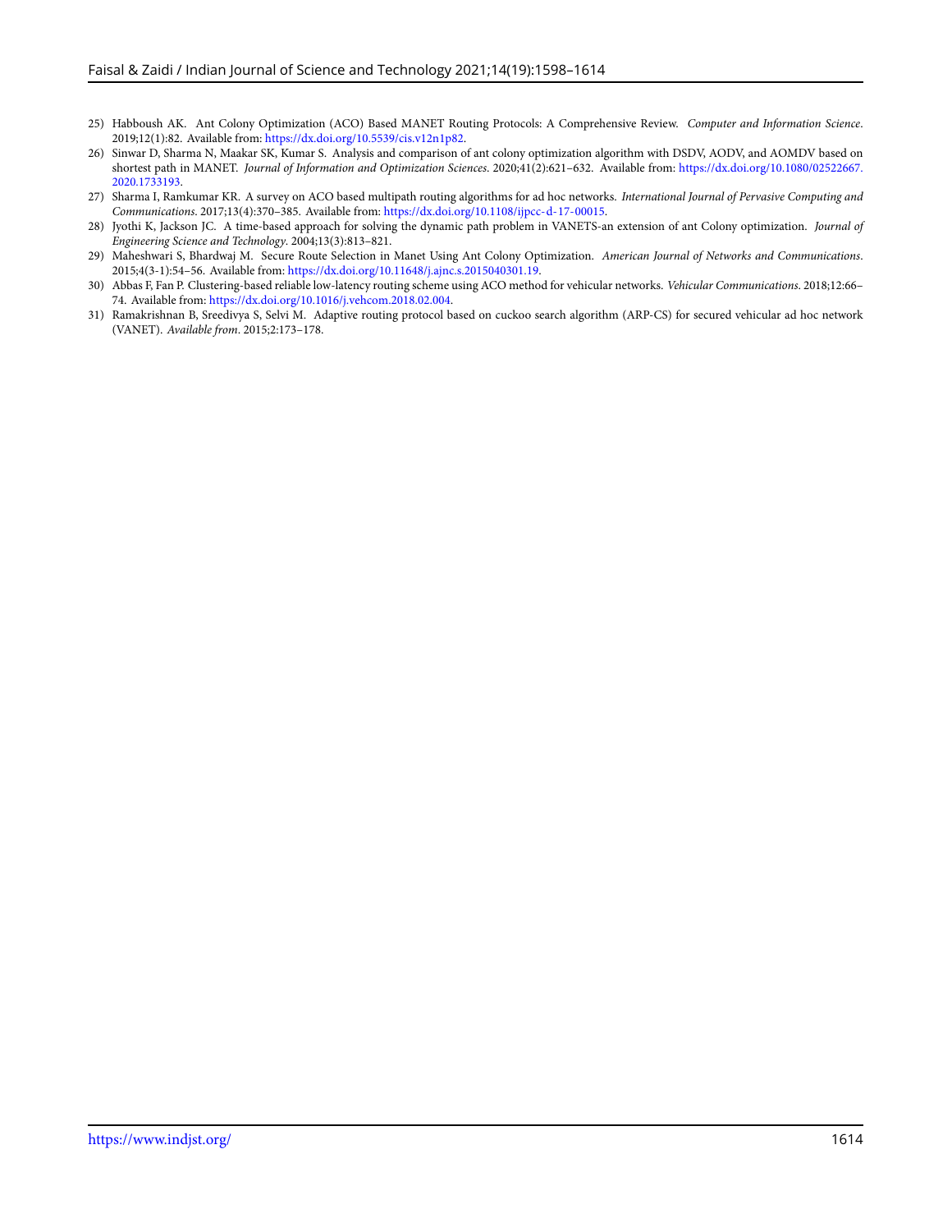25) Habboush AK. Ant Colony Optimization (ACO) Based MANET Routing Protocols: A Comprehensive Review. *Computer and Information Science*. 2019;12(1):82. Available from: https://dx.doi.org/10.5539/cis.v12n1p82.
26) Sinwar D, Sharma N, Maakar SK, Kumar S. Analysis and comparison of ant colony optimization algorithm with DSDV, AODV, and AOMDV based on shortest path in MANET. *Journal of Information and Optimization Sciences*. 2020;41(2):621–632. Available from: https://dx.doi.org/10.1080/02522667.2020.1733193.
27) Sharma I, Ramkumar KR. A survey on ACO based multipath routing algorithms for ad hoc networks. *International Journal of Pervasive Computing and Communications*. 2017;13(4):370–385. Available from: https://dx.doi.org/10.1108/ijpcc-d-17-00015.
28) Jyothi K, Jackson JC. A time-based approach for solving the dynamic path problem in VANETS-an extension of ant Colony optimization. *Journal of Engineering Science and Technology*. 2004;13(3):813–821.
29) Maheshwari S, Bhardwaj M. Secure Route Selection in Manet Using Ant Colony Optimization. *American Journal of Networks and Communications*. 2015;4(3-1):54–56. Available from: https://dx.doi.org/10.11648/j.ajnc.s.2015040301.19.
30) Abbas F, Fan P. Clustering-based reliable low-latency routing scheme using ACO method for vehicular networks. *Vehicular Communications*. 2018;12:66–74. Available from: https://dx.doi.org/10.1016/j.vehcom.2018.02.004.
31) Ramakrishnan B, Sreedivya S, Selvi M. Adaptive routing protocol based on cuckoo search algorithm (ARP-CS) for secured vehicular ad hoc network (VANET). *Available from*. 2015;2:173–178.